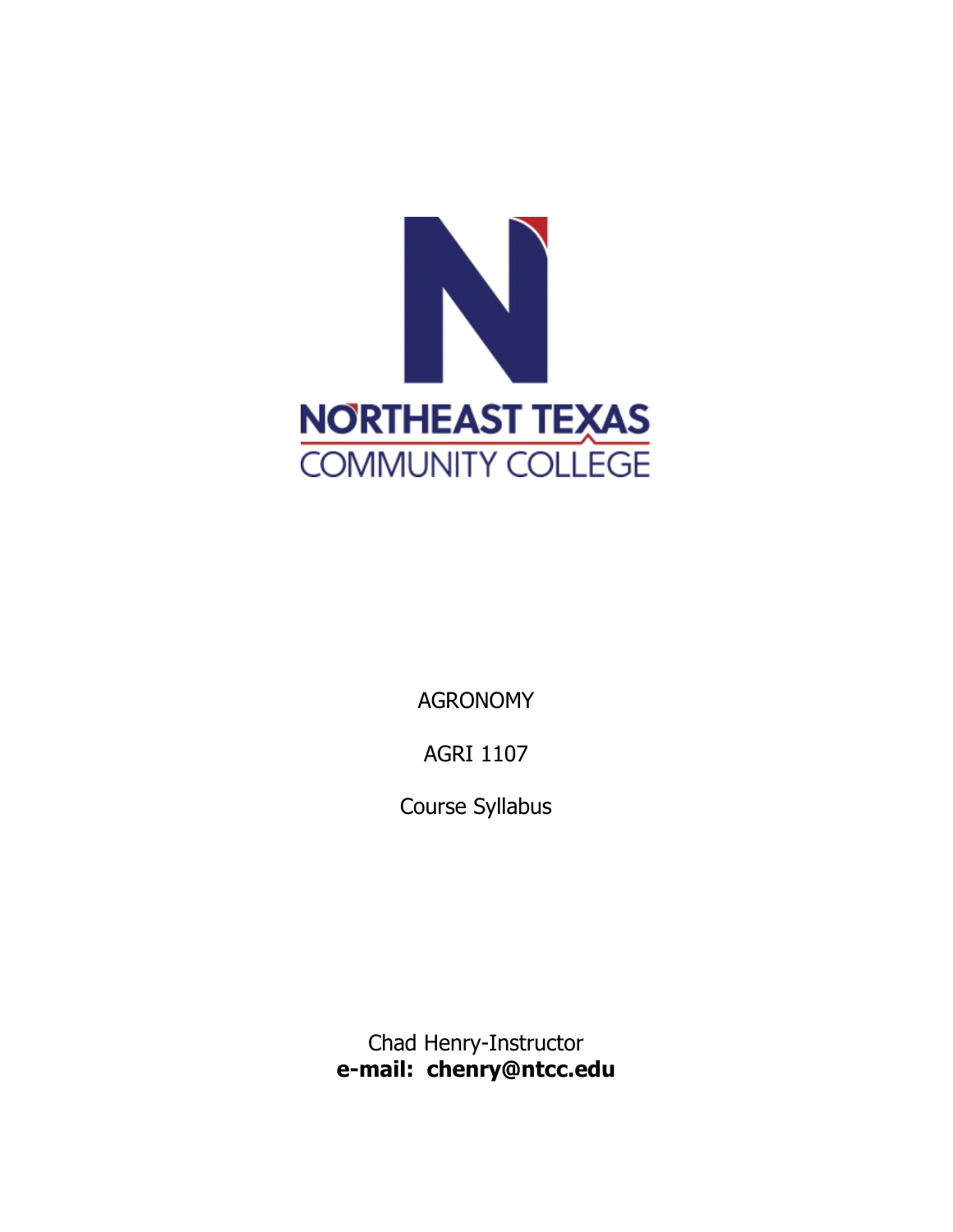NORTHEAST TEXAS

COMMUNITY COLLEGE

AGRONOMY

AGRI 1107

Course Syllabus

Chad Henry-Instructor

**e-mail: chenry@ntcc.edu**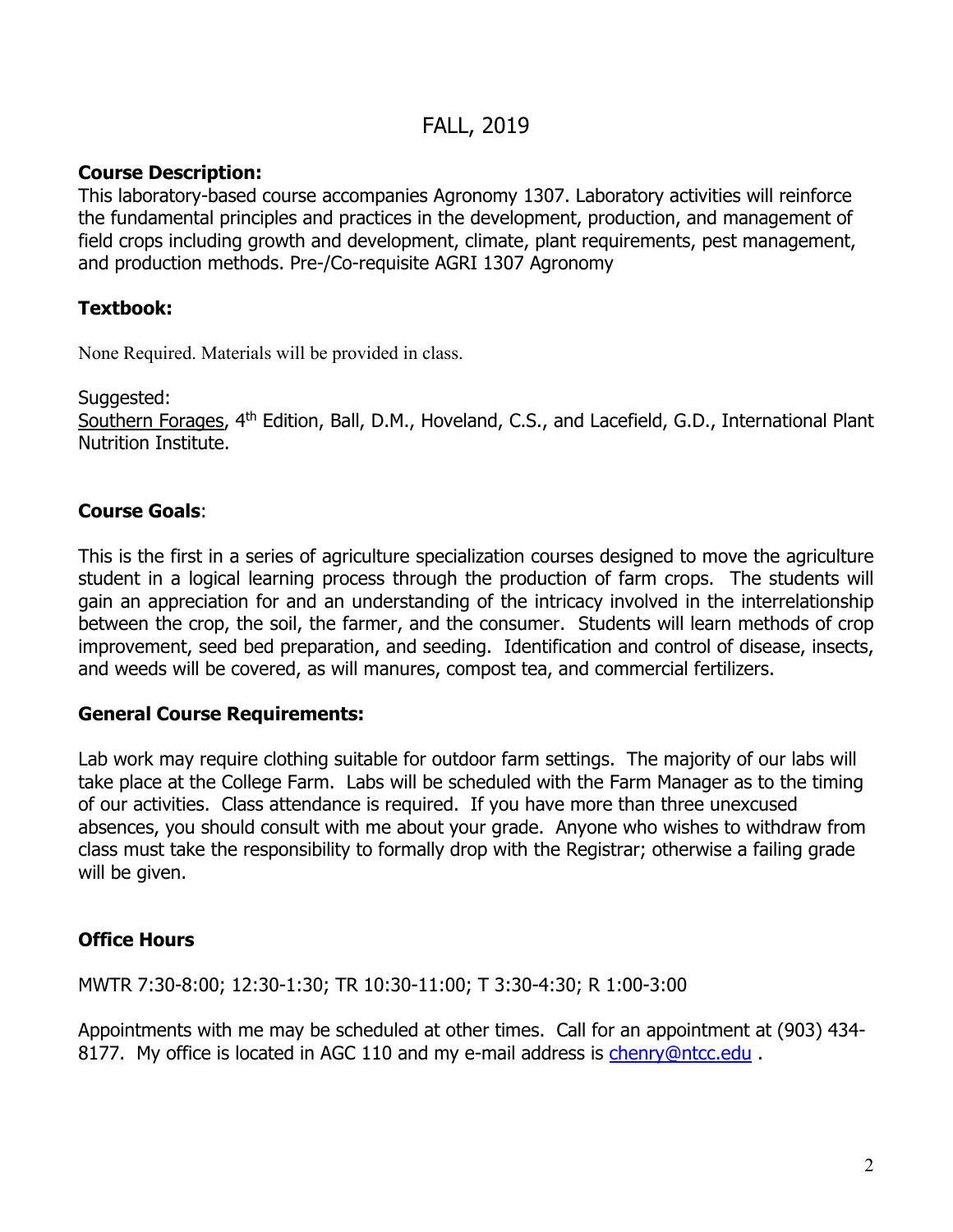# FALL, 2019

**Course Description:**
This laboratory-based course accompanies Agronomy 1307. Laboratory activities will reinforce the fundamental principles and practices in the development, production, and management of field crops including growth and development, climate, plant requirements, pest management, and production methods. Pre-/Co-requisite AGRI 1307 Agronomy

**Textbook:**

None Required. Materials will be provided in class.

Suggested:
Southern Forages, 4th Edition, Ball, D.M., Hoveland, C.S., and Lacefield, G.D., International Plant Nutrition Institute.

**Course Goals**:

This is the first in a series of agriculture specialization courses designed to move the agriculture student in a logical learning process through the production of farm crops. The students will gain an appreciation for and an understanding of the intricacy involved in the interrelationship between the crop, the soil, the farmer, and the consumer. Students will learn methods of crop improvement, seed bed preparation, and seeding. Identification and control of disease, insects, and weeds will be covered, as will manures, compost tea, and commercial fertilizers.

**General Course Requirements:**

Lab work may require clothing suitable for outdoor farm settings. The majority of our labs will take place at the College Farm. Labs will be scheduled with the Farm Manager as to the timing of our activities. Class attendance is required. If you have more than three unexcused absences, you should consult with me about your grade. Anyone who wishes to withdraw from class must take the responsibility to formally drop with the Registrar; otherwise a failing grade will be given.

**Office Hours**

MWTR 7:30-8:00; 12:30-1:30; TR 10:30-11:00; T 3:30-4:30; R 1:00-3:00

Appointments with me may be scheduled at other times. Call for an appointment at (903) 434-8177. My office is located in AGC 110 and my e-mail address is chenry@ntcc.edu .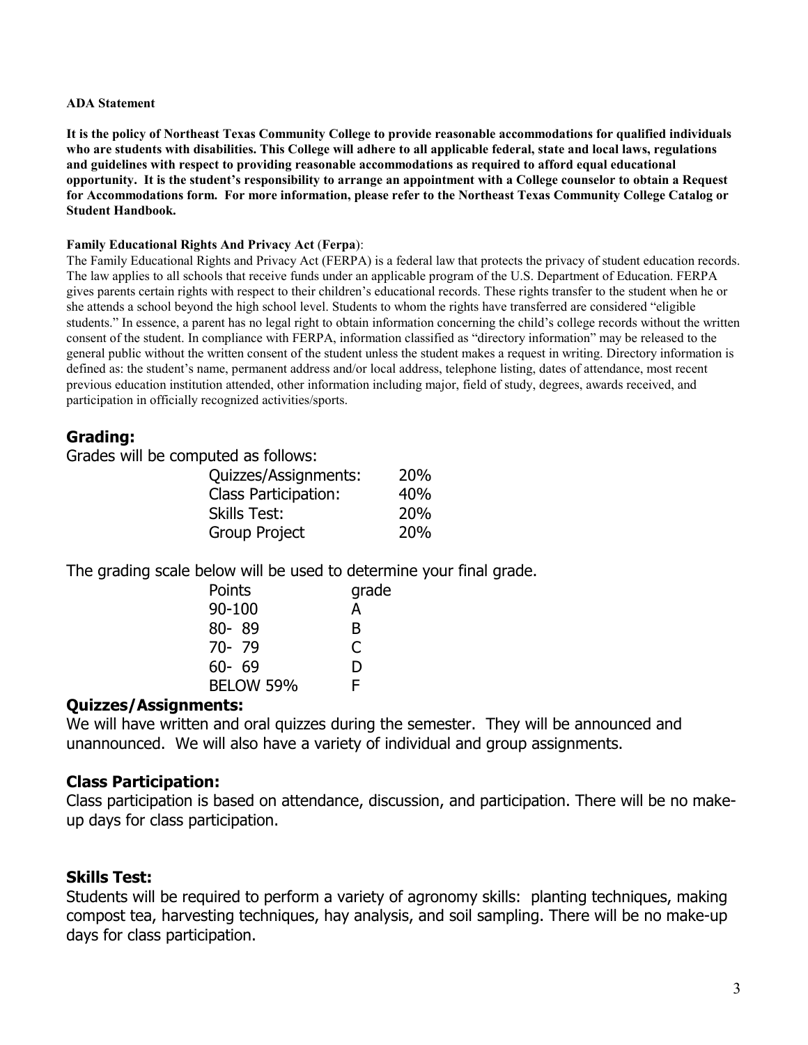**ADA Statement**

**It is the policy of Northeast Texas Community College to provide reasonable accommodations for qualified individuals who are students with disabilities. This College will adhere to all applicable federal, state and local laws, regulations and guidelines with respect to providing reasonable accommodations as required to afford equal educational opportunity. It is the student's responsibility to arrange an appointment with a College counselor to obtain a Request for Accommodations form. For more information, please refer to the Northeast Texas Community College Catalog or Student Handbook.**

**Family Educational Rights And Privacy Act (Ferpa)**:

The Family Educational Rights and Privacy Act (FERPA) is a federal law that protects the privacy of student education records. The law applies to all schools that receive funds under an applicable program of the U.S. Department of Education. FERPA gives parents certain rights with respect to their children's educational records. These rights transfer to the student when he or she attends a school beyond the high school level. Students to whom the rights have transferred are considered "eligible students." In essence, a parent has no legal right to obtain information concerning the child's college records without the written consent of the student. In compliance with FERPA, information classified as "directory information" may be released to the general public without the written consent of the student unless the student makes a request in writing. Directory information is defined as: the student's name, permanent address and/or local address, telephone listing, dates of attendance, most recent previous education institution attended, other information including major, field of study, degrees, awards received, and participation in officially recognized activities/sports.

## Grading:

Grades will be computed as follows:

| | |
|---|---|
| Quizzes/Assignments: | 20% |
| Class Participation: | 40% |
| Skills Test: | 20% |
| Group Project | 20% |

The grading scale below will be used to determine your final grade.

| Points | grade |
|---|---|
| 90-100 | A |
| 80- 89 | B |
| 70- 79 | C |
| 60- 69 | D |
| BELOW 59% | F |

## Quizzes/Assignments:

We will have written and oral quizzes during the semester. They will be announced and unannounced. We will also have a variety of individual and group assignments.

## Class Participation:

Class participation is based on attendance, discussion, and participation. There will be no make-up days for class participation.

## Skills Test:

Students will be required to perform a variety of agronomy skills: planting techniques, making compost tea, harvesting techniques, hay analysis, and soil sampling. There will be no make-up days for class participation.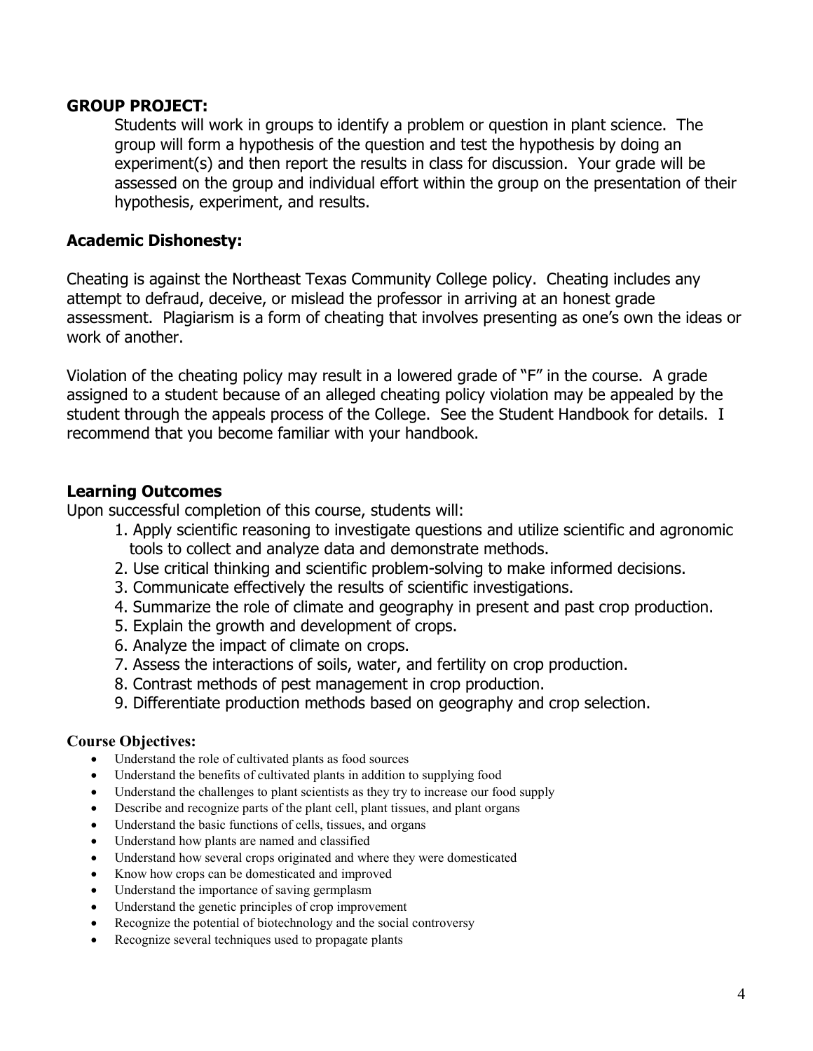**GROUP PROJECT:**

Students will work in groups to identify a problem or question in plant science. The group will form a hypothesis of the question and test the hypothesis by doing an experiment(s) and then report the results in class for discussion. Your grade will be assessed on the group and individual effort within the group on the presentation of their hypothesis, experiment, and results.

**Academic Dishonesty:**

Cheating is against the Northeast Texas Community College policy. Cheating includes any attempt to defraud, deceive, or mislead the professor in arriving at an honest grade assessment. Plagiarism is a form of cheating that involves presenting as one's own the ideas or work of another.

Violation of the cheating policy may result in a lowered grade of "F" in the course. A grade assigned to a student because of an alleged cheating policy violation may be appealed by the student through the appeals process of the College. See the Student Handbook for details. I recommend that you become familiar with your handbook.

**Learning Outcomes**

Upon successful completion of this course, students will:

1. Apply scientific reasoning to investigate questions and utilize scientific and agronomic tools to collect and analyze data and demonstrate methods.
2. Use critical thinking and scientific problem-solving to make informed decisions.
3. Communicate effectively the results of scientific investigations.
4. Summarize the role of climate and geography in present and past crop production.
5. Explain the growth and development of crops.
6. Analyze the impact of climate on crops.
7. Assess the interactions of soils, water, and fertility on crop production.
8. Contrast methods of pest management in crop production.
9. Differentiate production methods based on geography and crop selection.

**Course Objectives:**

- Understand the role of cultivated plants as food sources
- Understand the benefits of cultivated plants in addition to supplying food
- Understand the challenges to plant scientists as they try to increase our food supply
- Describe and recognize parts of the plant cell, plant tissues, and plant organs
- Understand the basic functions of cells, tissues, and organs
- Understand how plants are named and classified
- Understand how several crops originated and where they were domesticated
- Know how crops can be domesticated and improved
- Understand the importance of saving germplasm
- Understand the genetic principles of crop improvement
- Recognize the potential of biotechnology and the social controversy
- Recognize several techniques used to propagate plants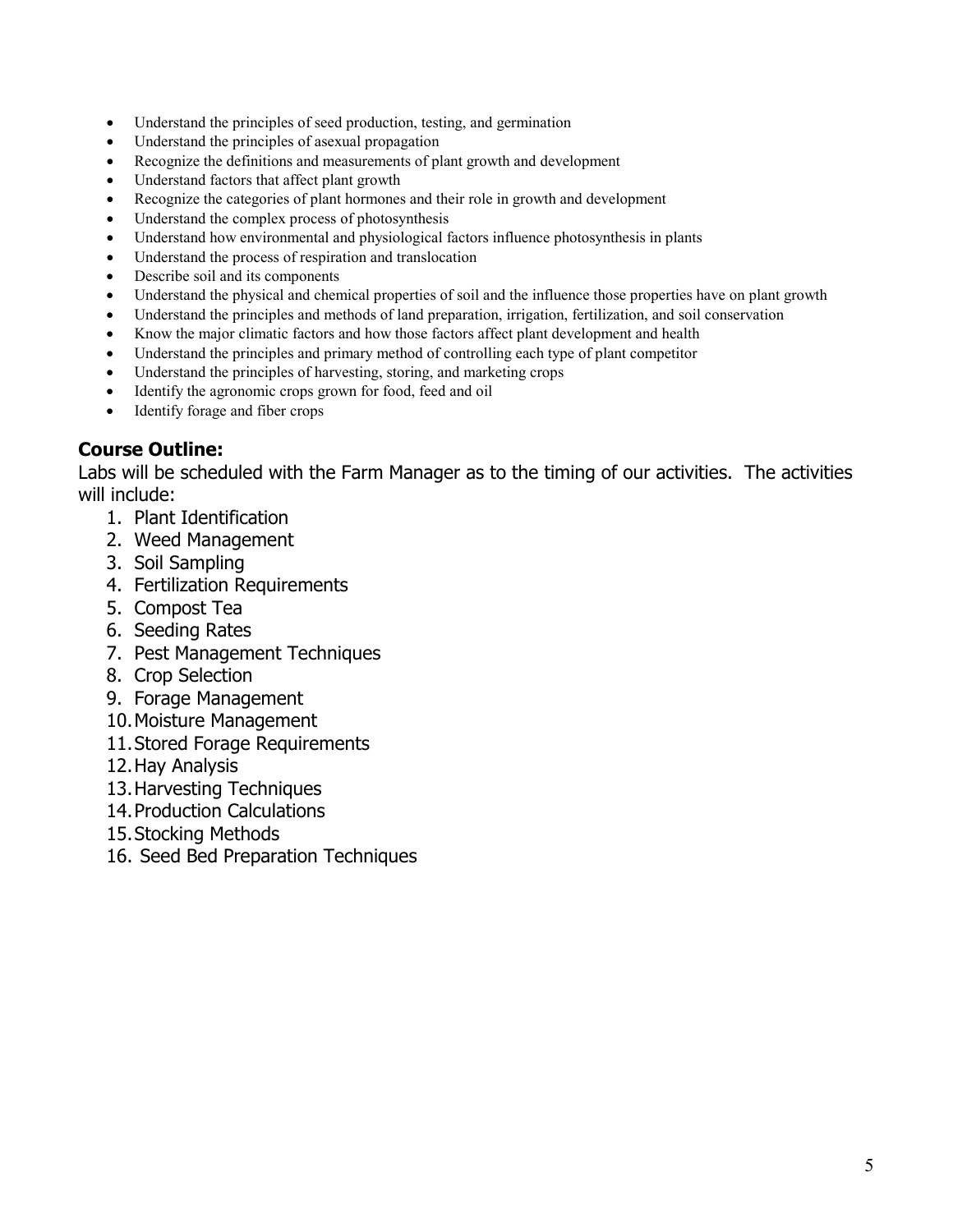- Understand the principles of seed production, testing, and germination
- Understand the principles of asexual propagation
- Recognize the definitions and measurements of plant growth and development
- Understand factors that affect plant growth
- Recognize the categories of plant hormones and their role in growth and development
- Understand the complex process of photosynthesis
- Understand how environmental and physiological factors influence photosynthesis in plants
- Understand the process of respiration and translocation
- Describe soil and its components
- Understand the physical and chemical properties of soil and the influence those properties have on plant growth
- Understand the principles and methods of land preparation, irrigation, fertilization, and soil conservation
- Know the major climatic factors and how those factors affect plant development and health
- Understand the principles and primary method of controlling each type of plant competitor
- Understand the principles of harvesting, storing, and marketing crops
- Identify the agronomic crops grown for food, feed and oil
- Identify forage and fiber crops

## Course Outline:

Labs will be scheduled with the Farm Manager as to the timing of our activities. The activities will include:

1. Plant Identification
2. Weed Management
3. Soil Sampling
4. Fertilization Requirements
5. Compost Tea
6. Seeding Rates
7. Pest Management Techniques
8. Crop Selection
9. Forage Management
10. Moisture Management
11. Stored Forage Requirements
12. Hay Analysis
13. Harvesting Techniques
14. Production Calculations
15. Stocking Methods
16. Seed Bed Preparation Techniques